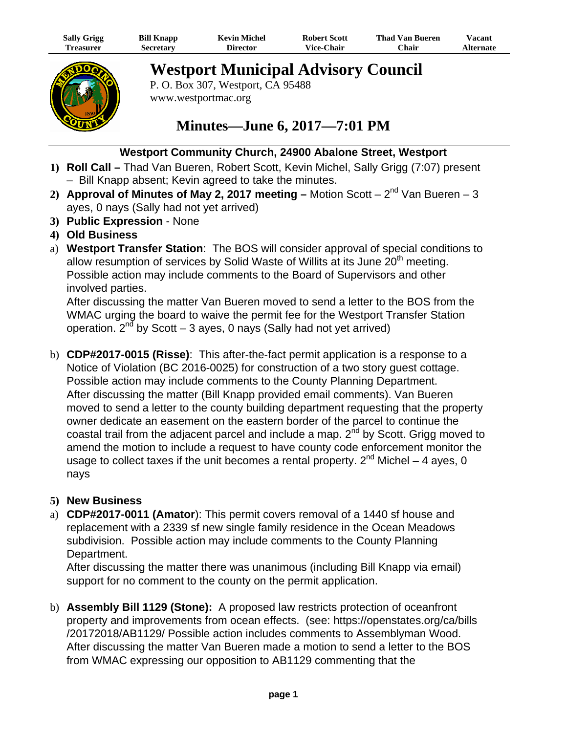| Sally Grigg | Bill Knapp | Kevin Michel | Robert Scott | Thad Van Bueren | Vacant |
|---|---|---|---|---|---|
| Treasurer | Secretary | Director | Vice-Chair | Chair | Alternate |

# Westport Municipal Advisory Council

P. O. Box 307, Westport, CA 95488
www.westportmac.org

## Minutes—June 6, 2017—7:01 PM

**Westport Community Church, 24900 Abalone Street, Westport**

1) **Roll Call –** Thad Van Bueren, Robert Scott, Kevin Michel, Sally Grigg (7:07) present – Bill Knapp absent; Kevin agreed to take the minutes.
2) **Approval of Minutes of May 2, 2017 meeting –** Motion Scott – 2nd Van Bueren – 3 ayes, 0 nays (Sally had not yet arrived)
3) **Public Expression** - None
4) **Old Business**

a) **Westport Transfer Station**: The BOS will consider approval of special conditions to allow resumption of services by Solid Waste of Willits at its June 20th meeting. Possible action may include comments to the Board of Supervisors and other involved parties.
After discussing the matter Van Bueren moved to send a letter to the BOS from the WMAC urging the board to waive the permit fee for the Westport Transfer Station operation. 2nd by Scott – 3 ayes, 0 nays (Sally had not yet arrived)

b) **CDP#2017-0015 (Risse)**: This after-the-fact permit application is a response to a Notice of Violation (BC 2016-0025) for construction of a two story guest cottage. Possible action may include comments to the County Planning Department.
After discussing the matter (Bill Knapp provided email comments). Van Bueren moved to send a letter to the county building department requesting that the property owner dedicate an easement on the eastern border of the parcel to continue the coastal trail from the adjacent parcel and include a map. 2nd by Scott. Grigg moved to amend the motion to include a request to have county code enforcement monitor the usage to collect taxes if the unit becomes a rental property. 2nd Michel – 4 ayes, 0 nays

5) **New Business**

a) **CDP#2017-0011 (Amator**): This permit covers removal of a 1440 sf house and replacement with a 2339 sf new single family residence in the Ocean Meadows subdivision. Possible action may include comments to the County Planning Department.
After discussing the matter there was unanimous (including Bill Knapp via email) support for no comment to the county on the permit application.

b) **Assembly Bill 1129 (Stone):** A proposed law restricts protection of oceanfront property and improvements from ocean effects. (see: https://openstates.org/ca/bills /20172018/AB1129/ Possible action includes comments to Assemblyman Wood.
After discussing the matter Van Bueren made a motion to send a letter to the BOS from WMAC expressing our opposition to AB1129 commenting that the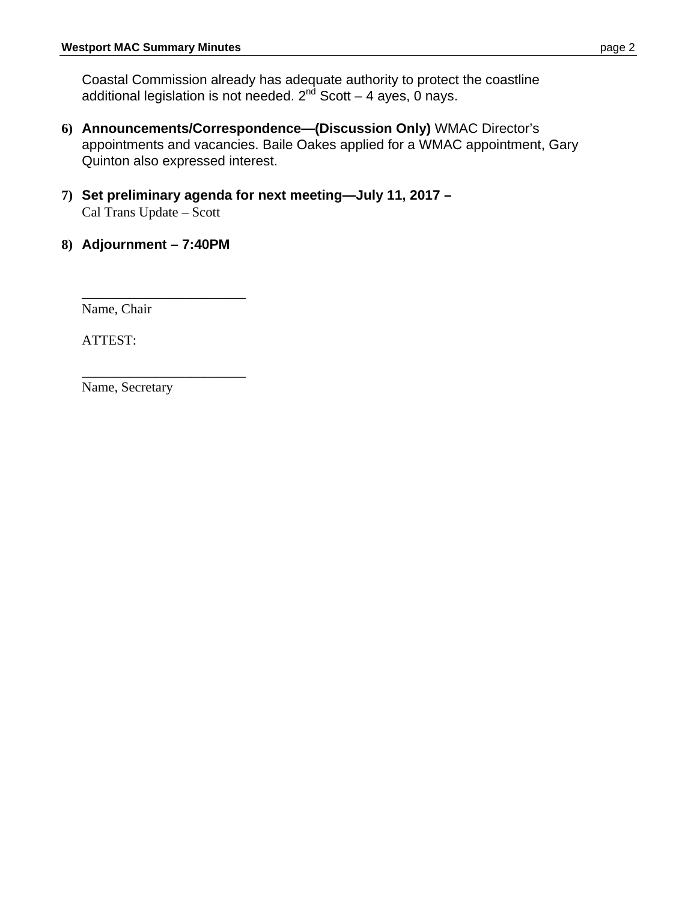Coastal Commission already has adequate authority to protect the coastline additional legislation is not needed. 2nd Scott – 4 ayes, 0 nays.

6) **Announcements/Correspondence—(Discussion Only)** WMAC Director's appointments and vacancies. Baile Oakes applied for a WMAC appointment, Gary Quinton also expressed interest.

7) **Set preliminary agenda for next meeting—July 11, 2017 –**
   Cal Trans Update – Scott

8) **Adjournment – 7:40PM**

________________________
Name, Chair

ATTEST:

________________________
Name, Secretary